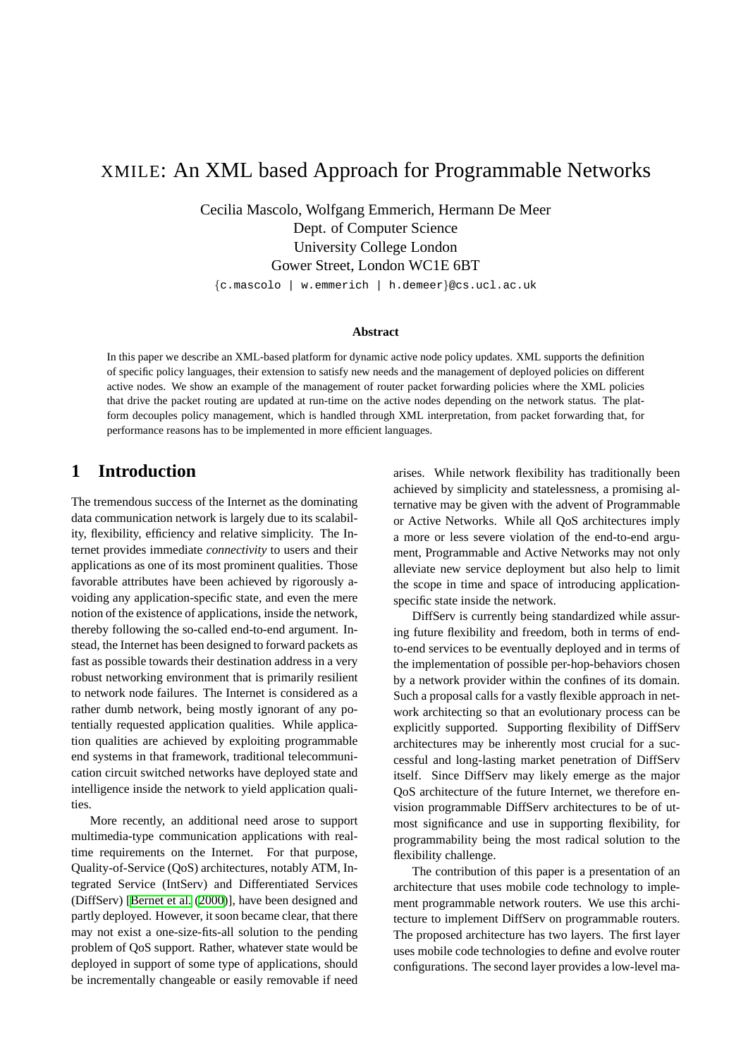# XMILE: An XML based Approach for Programmable Networks

Cecilia Mascolo, Wolfgang Emmerich, Hermann De Meer
Dept. of Computer Science
University College London
Gower Street, London WC1E 6BT
{c.mascolo | w.emmerich | h.demeer}@cs.ucl.ac.uk

**Abstract**

In this paper we describe an XML-based platform for dynamic active node policy updates. XML supports the definition of specific policy languages, their extension to satisfy new needs and the management of deployed policies on different active nodes. We show an example of the management of router packet forwarding policies where the XML policies that drive the packet routing are updated at run-time on the active nodes depending on the network status. The platform decouples policy management, which is handled through XML interpretation, from packet forwarding that, for performance reasons has to be implemented in more efficient languages.

## 1 Introduction

The tremendous success of the Internet as the dominating data communication network is largely due to its scalability, flexibility, efficiency and relative simplicity. The Internet provides immediate *connectivity* to users and their applications as one of its most prominent qualities. Those favorable attributes have been achieved by rigorously avoiding any application-specific state, and even the mere notion of the existence of applications, inside the network, thereby following the so-called end-to-end argument. Instead, the Internet has been designed to forward packets as fast as possible towards their destination address in a very robust networking environment that is primarily resilient to network node failures. The Internet is considered as a rather dumb network, being mostly ignorant of any potentially requested application qualities. While application qualities are achieved by exploiting programmable end systems in that framework, traditional telecommunication circuit switched networks have deployed state and intelligence inside the network to yield application qualities.

More recently, an additional need arose to support multimedia-type communication applications with real-time requirements on the Internet. For that purpose, Quality-of-Service (QoS) architectures, notably ATM, Integrated Service (IntServ) and Differentiated Services (DiffServ) [Bernet et al. (2000)], have been designed and partly deployed. However, it soon became clear, that there may not exist a one-size-fits-all solution to the pending problem of QoS support. Rather, whatever state would be deployed in support of some type of applications, should be incrementally changeable or easily removable if need arises. While network flexibility has traditionally been achieved by simplicity and statelessness, a promising alternative may be given with the advent of Programmable or Active Networks. While all QoS architectures imply a more or less severe violation of the end-to-end argument, Programmable and Active Networks may not only alleviate new service deployment but also help to limit the scope in time and space of introducing application-specific state inside the network.

DiffServ is currently being standardized while assuring future flexibility and freedom, both in terms of end-to-end services to be eventually deployed and in terms of the implementation of possible per-hop-behaviors chosen by a network provider within the confines of its domain. Such a proposal calls for a vastly flexible approach in network architecting so that an evolutionary process can be explicitly supported. Supporting flexibility of DiffServ architectures may be inherently most crucial for a successful and long-lasting market penetration of DiffServ itself. Since DiffServ may likely emerge as the major QoS architecture of the future Internet, we therefore envision programmable DiffServ architectures to be of utmost significance and use in supporting flexibility, for programmability being the most radical solution to the flexibility challenge.

The contribution of this paper is a presentation of an architecture that uses mobile code technology to implement programmable network routers. We use this architecture to implement DiffServ on programmable routers. The proposed architecture has two layers. The first layer uses mobile code technologies to define and evolve router configurations. The second layer provides a low-level ma-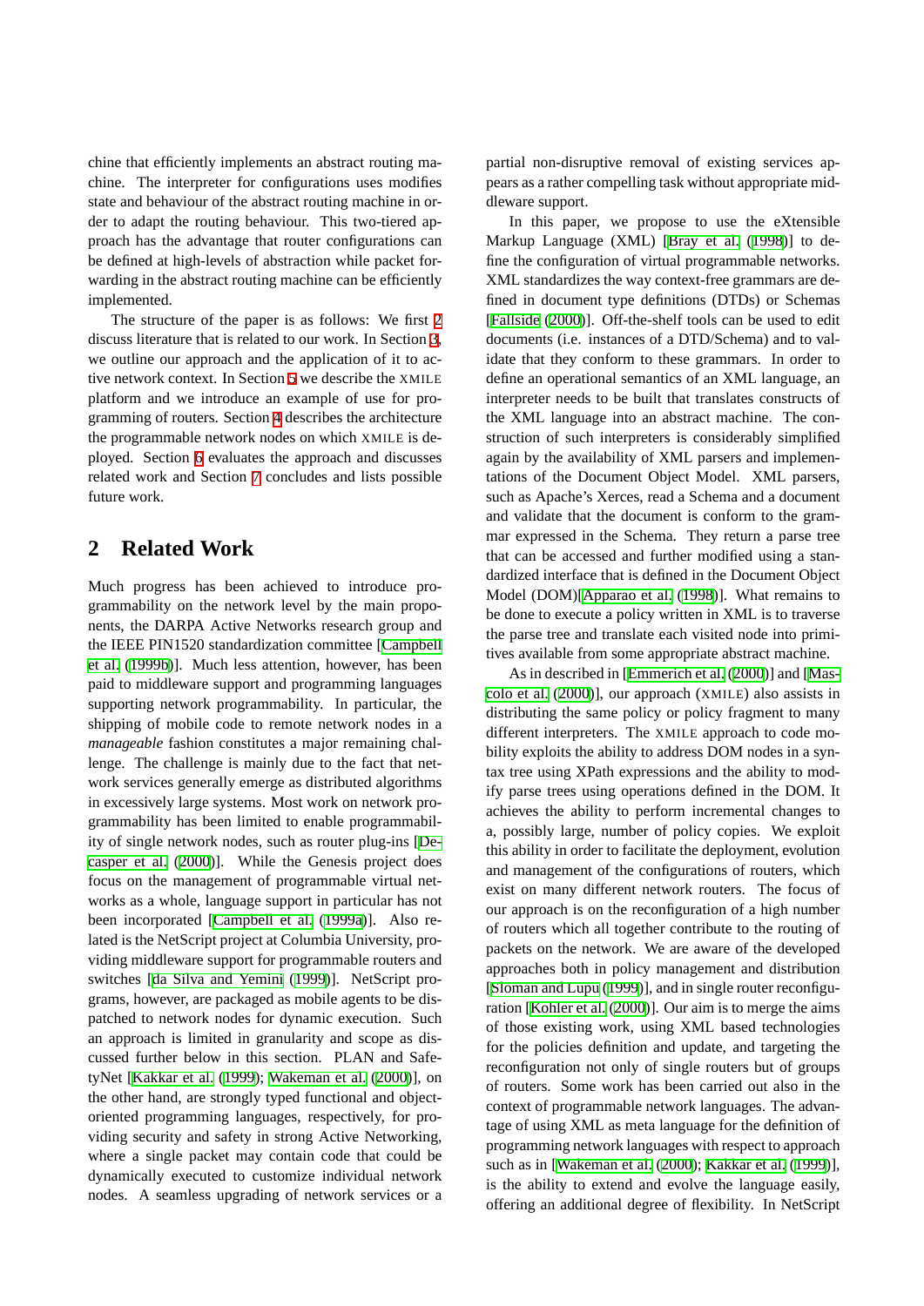chine that efficiently implements an abstract routing machine. The interpreter for configurations uses modifies state and behaviour of the abstract routing machine in order to adapt the routing behaviour. This two-tiered approach has the advantage that router configurations can be defined at high-levels of abstraction while packet forwarding in the abstract routing machine can be efficiently implemented.

The structure of the paper is as follows: We first 2 discuss literature that is related to our work. In Section 3, we outline our approach and the application of it to active network context. In Section 5 we describe the XMILE platform and we introduce an example of use for programming of routers. Section 4 describes the architecture the programmable network nodes on which XMILE is deployed. Section 6 evaluates the approach and discusses related work and Section 7 concludes and lists possible future work.

## 2 Related Work

Much progress has been achieved to introduce programmability on the network level by the main proponents, the DARPA Active Networks research group and the IEEE PIN1520 standardization committee [Campbell et al. (1999b)]. Much less attention, however, has been paid to middleware support and programming languages supporting network programmability. In particular, the shipping of mobile code to remote network nodes in a *manageable* fashion constitutes a major remaining challenge. The challenge is mainly due to the fact that network services generally emerge as distributed algorithms in excessively large systems. Most work on network programmability has been limited to enable programmability of single network nodes, such as router plug-ins [Decasper et al. (2000)]. While the Genesis project does focus on the management of programmable virtual networks as a whole, language support in particular has not been incorporated [Campbell et al. (1999a)]. Also related is the NetScript project at Columbia University, providing middleware support for programmable routers and switches [da Silva and Yemini (1999)]. NetScript programs, however, are packaged as mobile agents to be dispatched to network nodes for dynamic execution. Such an approach is limited in granularity and scope as discussed further below in this section. PLAN and SafetyNet [Kakkar et al. (1999); Wakeman et al. (2000)], on the other hand, are strongly typed functional and object-oriented programming languages, respectively, for providing security and safety in strong Active Networking, where a single packet may contain code that could be dynamically executed to customize individual network nodes. A seamless upgrading of network services or a partial non-disruptive removal of existing services appears as a rather compelling task without appropriate middleware support.

In this paper, we propose to use the eXtensible Markup Language (XML) [Bray et al. (1998)] to define the configuration of virtual programmable networks. XML standardizes the way context-free grammars are defined in document type definitions (DTDs) or Schemas [Fallside (2000)]. Off-the-shelf tools can be used to edit documents (i.e. instances of a DTD/Schema) and to validate that they conform to these grammars. In order to define an operational semantics of an XML language, an interpreter needs to be built that translates constructs of the XML language into an abstract machine. The construction of such interpreters is considerably simplified again by the availability of XML parsers and implementations of the Document Object Model. XML parsers, such as Apache's Xerces, read a Schema and a document and validate that the document is conform to the grammar expressed in the Schema. They return a parse tree that can be accessed and further modified using a standardized interface that is defined in the Document Object Model (DOM)[Apparao et al. (1998)]. What remains to be done to execute a policy written in XML is to traverse the parse tree and translate each visited node into primitives available from some appropriate abstract machine.

As in described in [Emmerich et al. (2000)] and [Mascolo et al. (2000)], our approach (XMILE) also assists in distributing the same policy or policy fragment to many different interpreters. The XMILE approach to code mobility exploits the ability to address DOM nodes in a syntax tree using XPath expressions and the ability to modify parse trees using operations defined in the DOM. It achieves the ability to perform incremental changes to a, possibly large, number of policy copies. We exploit this ability in order to facilitate the deployment, evolution and management of the configurations of routers, which exist on many different network routers. The focus of our approach is on the reconfiguration of a high number of routers which all together contribute to the routing of packets on the network. We are aware of the developed approaches both in policy management and distribution [Sloman and Lupu (1999)], and in single router reconfiguration [Kohler et al. (2000)]. Our aim is to merge the aims of those existing work, using XML based technologies for the policies definition and update, and targeting the reconfiguration not only of single routers but of groups of routers. Some work has been carried out also in the context of programmable network languages. The advantage of using XML as meta language for the definition of programming network languages with respect to approach such as in [Wakeman et al. (2000); Kakkar et al. (1999)], is the ability to extend and evolve the language easily, offering an additional degree of flexibility. In NetScript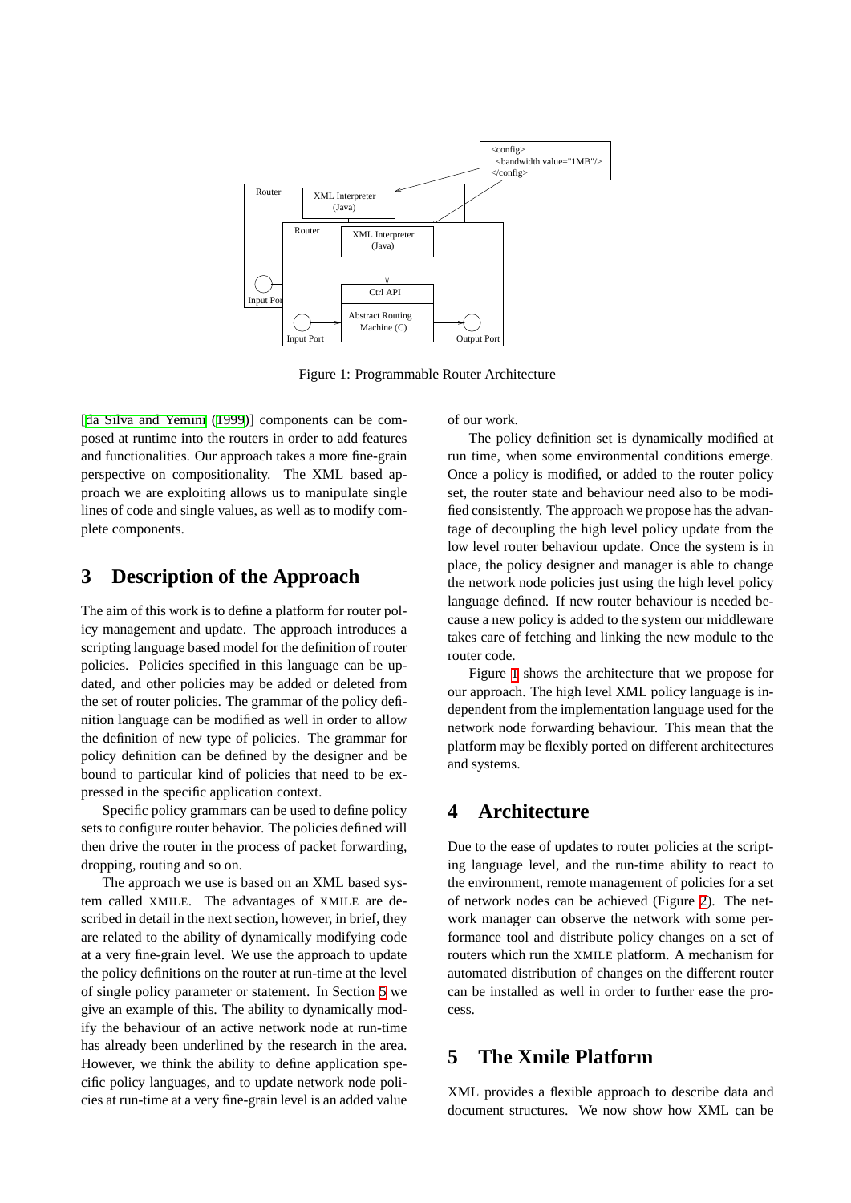Figure 1: Programmable Router Architecture

[da Silva and Yemini (1999)] components can be composed at runtime into the routers in order to add features and functionalities. Our approach takes a more fine-grain perspective on compositionality. The XML based approach we are exploiting allows us to manipulate single lines of code and single values, as well as to modify complete components.

## 3 Description of the Approach

The aim of this work is to define a platform for router policy management and update. The approach introduces a scripting language based model for the definition of router policies. Policies specified in this language can be updated, and other policies may be added or deleted from the set of router policies. The grammar of the policy definition language can be modified as well in order to allow the definition of new type of policies. The grammar for policy definition can be defined by the designer and be bound to particular kind of policies that need to be expressed in the specific application context.

Specific policy grammars can be used to define policy sets to configure router behavior. The policies defined will then drive the router in the process of packet forwarding, dropping, routing and so on.

The approach we use is based on an XML based system called XMILE. The advantages of XMILE are described in detail in the next section, however, in brief, they are related to the ability of dynamically modifying code at a very fine-grain level. We use the approach to update the policy definitions on the router at run-time at the level of single policy parameter or statement. In Section 5 we give an example of this. The ability to dynamically modify the behaviour of an active network node at run-time has already been underlined by the research in the area. However, we think the ability to define application specific policy languages, and to update network node policies at run-time at a very fine-grain level is an added value of our work.

The policy definition set is dynamically modified at run time, when some environmental conditions emerge. Once a policy is modified, or added to the router policy set, the router state and behaviour need also to be modified consistently. The approach we propose has the advantage of decoupling the high level policy update from the low level router behaviour update. Once the system is in place, the policy designer and manager is able to change the network node policies just using the high level policy language defined. If new router behaviour is needed because a new policy is added to the system our middleware takes care of fetching and linking the new module to the router code.

Figure 1 shows the architecture that we propose for our approach. The high level XML policy language is independent from the implementation language used for the network node forwarding behaviour. This mean that the platform may be flexibly ported on different architectures and systems.

## 4 Architecture

Due to the ease of updates to router policies at the scripting language level, and the run-time ability to react to the environment, remote management of policies for a set of network nodes can be achieved (Figure 2). The network manager can observe the network with some performance tool and distribute policy changes on a set of routers which run the XMILE platform. A mechanism for automated distribution of changes on the different router can be installed as well in order to further ease the process.

## 5 The Xmile Platform

XML provides a flexible approach to describe data and document structures. We now show how XML can be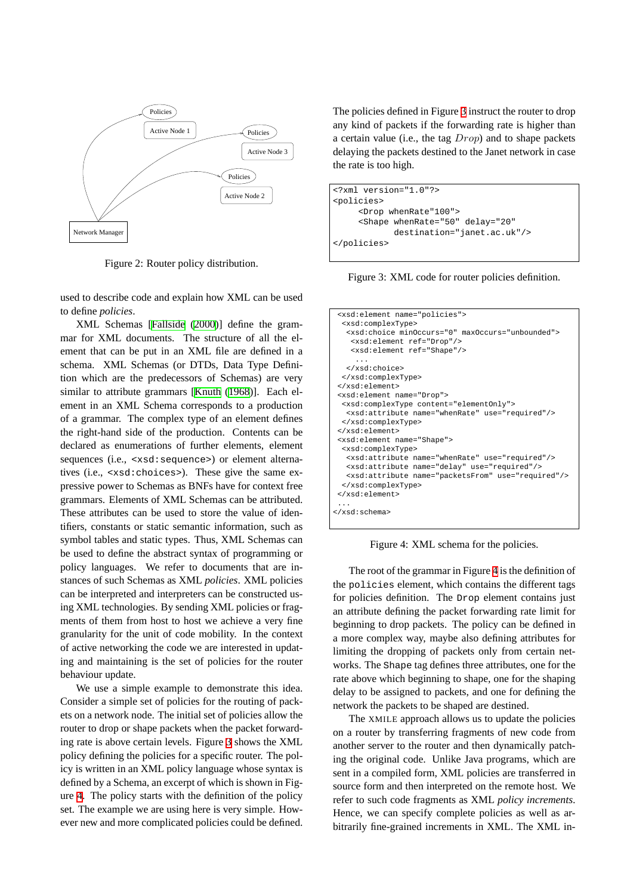Figure 2: Router policy distribution.

used to describe code and explain how XML can be used to define *policies*.

XML Schemas [Fallside (2000)] define the grammar for XML documents. The structure of all the element that can be put in an XML file are defined in a schema. XML Schemas (or DTDs, Data Type Definition which are the predecessors of Schemas) are very similar to attribute grammars [Knuth (1968)]. Each element in an XML Schema corresponds to a production of a grammar. The complex type of an element defines the right-hand side of the production. Contents can be declared as enumerations of further elements, element sequences (i.e., `<xsd:sequence>`) or element alternatives (i.e., `<xsd:choices>`). These give the same expressive power to Schemas as BNFs have for context free grammars. Elements of XML Schemas can be attributed. These attributes can be used to store the value of identifiers, constants or static semantic information, such as symbol tables and static types. Thus, XML Schemas can be used to define the abstract syntax of programming or policy languages. We refer to documents that are instances of such Schemas as XML *policies*. XML policies can be interpreted and interpreters can be constructed using XML technologies. By sending XML policies or fragments of them from host to host we achieve a very fine granularity for the unit of code mobility. In the context of active networking the code we are interested in updating and maintaining is the set of policies for the router behaviour update.

We use a simple example to demonstrate this idea. Consider a simple set of policies for the routing of packets on a network node. The initial set of policies allow the router to drop or shape packets when the packet forwarding rate is above certain levels. Figure 3 shows the XML policy defining the policies for a specific router. The policy is written in an XML policy language whose syntax is defined by a Schema, an excerpt of which is shown in Figure 4. The policy starts with the definition of the policy set. The example we are using here is very simple. However new and more complicated policies could be defined.

The policies defined in Figure 3 instruct the router to drop any kind of packets if the forwarding rate is higher than a certain value (i.e., the tag $Drop$) and to shape packets delaying the packets destined to the Janet network in case the rate is too high.

```
<?xml version="1.0"?>
<policies>
     <Drop whenRate"100">
     <Shape whenRate="50" delay="20"
            destination="janet.ac.uk"/>
</policies>
```

Figure 3: XML code for router policies definition.

```
<xsd:element name="policies">
 <xsd:complexType>
  <xsd:choice minOccurs="0" maxOccurs="unbounded">
   <xsd:element ref="Drop"/>
   <xsd:element ref="Shape"/>
    ...
  </xsd:choice>
 </xsd:complexType>
</xsd:element>
<xsd:element name="Drop">
 <xsd:complexType content="elementOnly">
  <xsd:attribute name="whenRate" use="required"/>
 </xsd:complexType>
</xsd:element>
<xsd:element name="Shape">
 <xsd:complexType>
  <xsd:attribute name="whenRate" use="required"/>
  <xsd:attribute name="delay" use="required"/>
  <xsd:attribute name="packetsFrom" use="required"/>
 </xsd:complexType>
</xsd:element>
 ...
</xsd:schema>
```

Figure 4: XML schema for the policies.

The root of the grammar in Figure 4 is the definition of the `policies` element, which contains the different tags for policies definition. The `Drop` element contains just an attribute defining the packet forwarding rate limit for beginning to drop packets. The policy can be defined in a more complex way, maybe also defining attributes for limiting the dropping of packets only from certain networks. The `Shape` tag defines three attributes, one for the rate above which beginning to shape, one for the shaping delay to be assigned to packets, and one for defining the network the packets to be shaped are destined.

The XMILE approach allows us to update the policies on a router by transferring fragments of new code from another server to the router and then dynamically patching the original code. Unlike Java programs, which are sent in a compiled form, XML policies are transferred in source form and then interpreted on the remote host. We refer to such code fragments as XML *policy increments*. Hence, we can specify complete policies as well as arbitrarily fine-grained increments in XML. The XML in-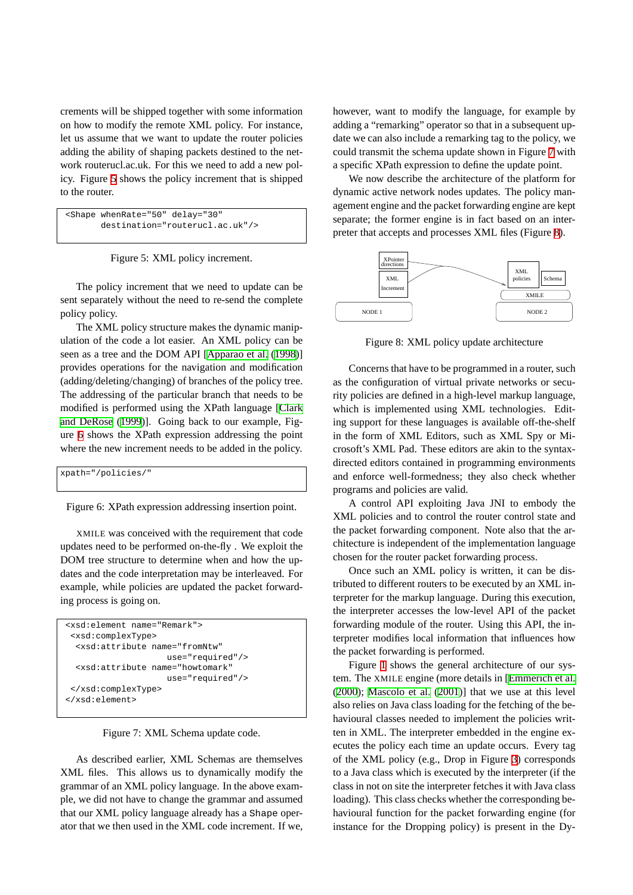crements will be shipped together with some information on how to modify the remote XML policy. For instance, let us assume that we want to update the router policies adding the ability of shaping packets destined to the network routerucl.ac.uk. For this we need to add a new policy. Figure 5 shows the policy increment that is shipped to the router.

```
<Shape whenRate="50" delay="30"
       destination="routerucl.ac.uk"/>
```

Figure 5: XML policy increment.

The policy increment that we need to update can be sent separately without the need to re-send the complete policy policy.

The XML policy structure makes the dynamic manipulation of the code a lot easier. An XML policy can be seen as a tree and the DOM API [Apparao et al. (1998)] provides operations for the navigation and modification (adding/deleting/changing) of branches of the policy tree. The addressing of the particular branch that needs to be modified is performed using the XPath language [Clark and DeRose (1999)]. Going back to our example, Figure 6 shows the XPath expression addressing the point where the new increment needs to be added in the policy.

```
xpath="/policies/"
```

Figure 6: XPath expression addressing insertion point.

XMILE was conceived with the requirement that code updates need to be performed on-the-fly . We exploit the DOM tree structure to determine when and how the updates and the code interpretation may be interleaved. For example, while policies are updated the packet forwarding process is going on.

```
<xsd:element name="Remark">
 <xsd:complexType>
  <xsd:attribute name="fromNtw"
                   use="required"/>
  <xsd:attribute name="howtomark"
                   use="required"/>
 </xsd:complexType>
</xsd:element>
```

Figure 7: XML Schema update code.

As described earlier, XML Schemas are themselves XML files. This allows us to dynamically modify the grammar of an XML policy language. In the above example, we did not have to change the grammar and assumed that our XML policy language already has a Shape operator that we then used in the XML code increment. If we, however, want to modify the language, for example by adding a "remarking" operator so that in a subsequent update we can also include a remarking tag to the policy, we could transmit the schema update shown in Figure 7 with a specific XPath expression to define the update point.

We now describe the architecture of the platform for dynamic active network nodes updates. The policy management engine and the packet forwarding engine are kept separate; the former engine is in fact based on an interpreter that accepts and processes XML files (Figure 8).

Figure 8: XML policy update architecture

Concerns that have to be programmed in a router, such as the configuration of virtual private networks or security policies are defined in a high-level markup language, which is implemented using XML technologies. Editing support for these languages is available off-the-shelf in the form of XML Editors, such as XML Spy or Microsoft's XML Pad. These editors are akin to the syntax-directed editors contained in programming environments and enforce well-formedness; they also check whether programs and policies are valid.

A control API exploiting Java JNI to embody the XML policies and to control the router control state and the packet forwarding component. Note also that the architecture is independent of the implementation language chosen for the router packet forwarding process.

Once such an XML policy is written, it can be distributed to different routers to be executed by an XML interpreter for the markup language. During this execution, the interpreter accesses the low-level API of the packet forwarding module of the router. Using this API, the interpreter modifies local information that influences how the packet forwarding is performed.

Figure 1 shows the general architecture of our system. The XMILE engine (more details in [Emmerich et al. (2000); Mascolo et al. (2001)] that we use at this level also relies on Java class loading for the fetching of the behavioural classes needed to implement the policies written in XML. The interpreter embedded in the engine executes the policy each time an update occurs. Every tag of the XML policy (e.g., Drop in Figure 3) corresponds to a Java class which is executed by the interpreter (if the class in not on site the interpreter fetches it with Java class loading). This class checks whether the corresponding behavioural function for the packet forwarding engine (for instance for the Dropping policy) is present in the Dy-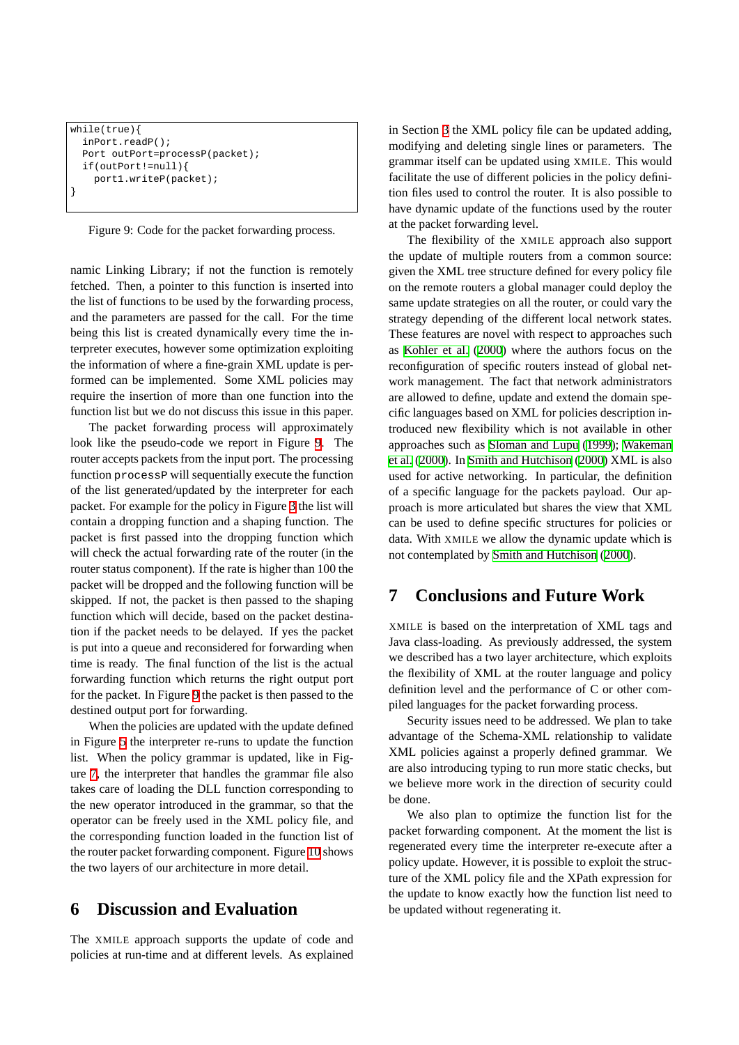```
while(true){
  inPort.readP();
  Port outPort=processP(packet);
  if(outPort!=null){
    port1.writeP(packet);
}
```

Figure 9: Code for the packet forwarding process.

namic Linking Library; if not the function is remotely fetched. Then, a pointer to this function is inserted into the list of functions to be used by the forwarding process, and the parameters are passed for the call. For the time being this list is created dynamically every time the interpreter executes, however some optimization exploiting the information of where a fine-grain XML update is performed can be implemented. Some XML policies may require the insertion of more than one function into the function list but we do not discuss this issue in this paper.

The packet forwarding process will approximately look like the pseudo-code we report in Figure 9. The router accepts packets from the input port. The processing function `processP` will sequentially execute the function of the list generated/updated by the interpreter for each packet. For example for the policy in Figure 3 the list will contain a dropping function and a shaping function. The packet is first passed into the dropping function which will check the actual forwarding rate of the router (in the router status component). If the rate is higher than 100 the packet will be dropped and the following function will be skipped. If not, the packet is then passed to the shaping function which will decide, based on the packet destination if the packet needs to be delayed. If yes the packet is put into a queue and reconsidered for forwarding when time is ready. The final function of the list is the actual forwarding function which returns the right output port for the packet. In Figure 9 the packet is then passed to the destined output port for forwarding.

When the policies are updated with the update defined in Figure 5 the interpreter re-runs to update the function list. When the policy grammar is updated, like in Figure 7, the interpreter that handles the grammar file also takes care of loading the DLL function corresponding to the new operator introduced in the grammar, so that the operator can be freely used in the XML policy file, and the corresponding function loaded in the function list of the router packet forwarding component. Figure 10 shows the two layers of our architecture in more detail.

## 6 Discussion and Evaluation

The XMILE approach supports the update of code and policies at run-time and at different levels. As explained in Section 3 the XML policy file can be updated adding, modifying and deleting single lines or parameters. The grammar itself can be updated using XMILE. This would facilitate the use of different policies in the policy definition files used to control the router. It is also possible to have dynamic update of the functions used by the router at the packet forwarding level.

The flexibility of the XMILE approach also support the update of multiple routers from a common source: given the XML tree structure defined for every policy file on the remote routers a global manager could deploy the same update strategies on all the router, or could vary the strategy depending of the different local network states. These features are novel with respect to approaches such as Kohler et al. (2000) where the authors focus on the reconfiguration of specific routers instead of global network management. The fact that network administrators are allowed to define, update and extend the domain specific languages based on XML for policies description introduced new flexibility which is not available in other approaches such as Sloman and Lupu (1999); Wakeman et al. (2000). In Smith and Hutchison (2000) XML is also used for active networking. In particular, the definition of a specific language for the packets payload. Our approach is more articulated but shares the view that XML can be used to define specific structures for policies or data. With XMILE we allow the dynamic update which is not contemplated by Smith and Hutchison (2000).

## 7 Conclusions and Future Work

XMILE is based on the interpretation of XML tags and Java class-loading. As previously addressed, the system we described has a two layer architecture, which exploits the flexibility of XML at the router language and policy definition level and the performance of C or other compiled languages for the packet forwarding process.

Security issues need to be addressed. We plan to take advantage of the Schema-XML relationship to validate XML policies against a properly defined grammar. We are also introducing typing to run more static checks, but we believe more work in the direction of security could be done.

We also plan to optimize the function list for the packet forwarding component. At the moment the list is regenerated every time the interpreter re-execute after a policy update. However, it is possible to exploit the structure of the XML policy file and the XPath expression for the update to know exactly how the function list need to be updated without regenerating it.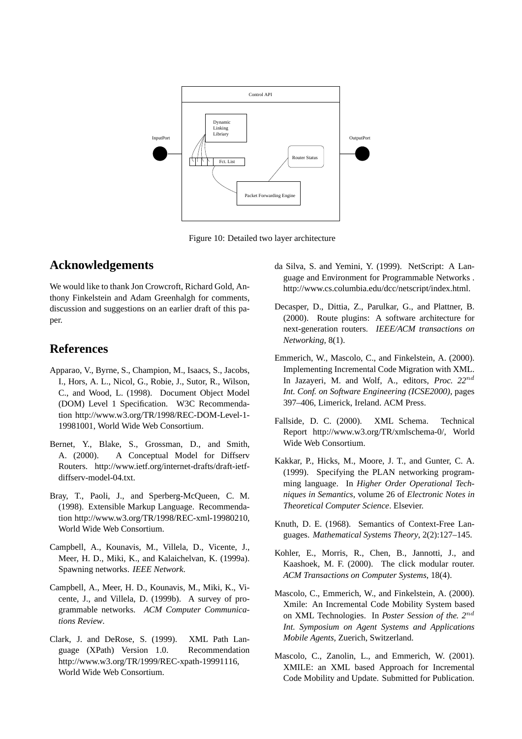Figure 10: Detailed two layer architecture

## Acknowledgements

We would like to thank Jon Crowcroft, Richard Gold, Anthony Finkelstein and Adam Greenhalgh for comments, discussion and suggestions on an earlier draft of this paper.

## References

Apparao, V., Byrne, S., Champion, M., Isaacs, S., Jacobs, I., Hors, A. L., Nicol, G., Robie, J., Sutor, R., Wilson, C., and Wood, L. (1998). Document Object Model (DOM) Level 1 Specification. W3C Recommendation http://www.w3.org/TR/1998/REC-DOM-Level-1-19981001, World Wide Web Consortium.

Bernet, Y., Blake, S., Grossman, D., and Smith, A. (2000). A Conceptual Model for Diffserv Routers. http://www.ietf.org/internet-drafts/draft-ietf-diffserv-model-04.txt.

Bray, T., Paoli, J., and Sperberg-McQueen, C. M. (1998). Extensible Markup Language. Recommendation http://www.w3.org/TR/1998/REC-xml-19980210, World Wide Web Consortium.

Campbell, A., Kounavis, M., Villela, D., Vicente, J., Meer, H. D., Miki, K., and Kalaichelvan, K. (1999a). Spawning networks. *IEEE Network*.

Campbell, A., Meer, H. D., Kounavis, M., Miki, K., Vicente, J., and Villela, D. (1999b). A survey of programmable networks. *ACM Computer Communications Review*.

Clark, J. and DeRose, S. (1999). XML Path Language (XPath) Version 1.0. Recommendation http://www.w3.org/TR/1999/REC-xpath-19991116, World Wide Web Consortium.

da Silva, S. and Yemini, Y. (1999). NetScript: A Language and Environment for Programmable Networks . http://www.cs.columbia.edu/dcc/netscript/index.html.

Decasper, D., Dittia, Z., Parulkar, G., and Plattner, B. (2000). Route plugins: A software architecture for next-generation routers. *IEEE/ACM transactions on Networking*, 8(1).

Emmerich, W., Mascolo, C., and Finkelstein, A. (2000). Implementing Incremental Code Migration with XML. In Jazayeri, M. and Wolf, A., editors, *Proc. 22$^{nd}$ Int. Conf. on Software Engineering (ICSE2000)*, pages 397–406, Limerick, Ireland. ACM Press.

Fallside, D. C. (2000). XML Schema. Technical Report http://www.w3.org/TR/xmlschema-0/, World Wide Web Consortium.

Kakkar, P., Hicks, M., Moore, J. T., and Gunter, C. A. (1999). Specifying the PLAN networking programming language. In *Higher Order Operational Techniques in Semantics*, volume 26 of *Electronic Notes in Theoretical Computer Science*. Elsevier.

Knuth, D. E. (1968). Semantics of Context-Free Languages. *Mathematical Systems Theory*, 2(2):127–145.

Kohler, E., Morris, R., Chen, B., Jannotti, J., and Kaashoek, M. F. (2000). The click modular router. *ACM Transactions on Computer Systems*, 18(4).

Mascolo, C., Emmerich, W., and Finkelstein, A. (2000). Xmile: An Incremental Code Mobility System based on XML Technologies. In *Poster Session of the. 2$^{nd}$ Int. Symposium on Agent Systems and Applications Mobile Agents*, Zuerich, Switzerland.

Mascolo, C., Zanolin, L., and Emmerich, W. (2001). XMILE: an XML based Approach for Incremental Code Mobility and Update. Submitted for Publication.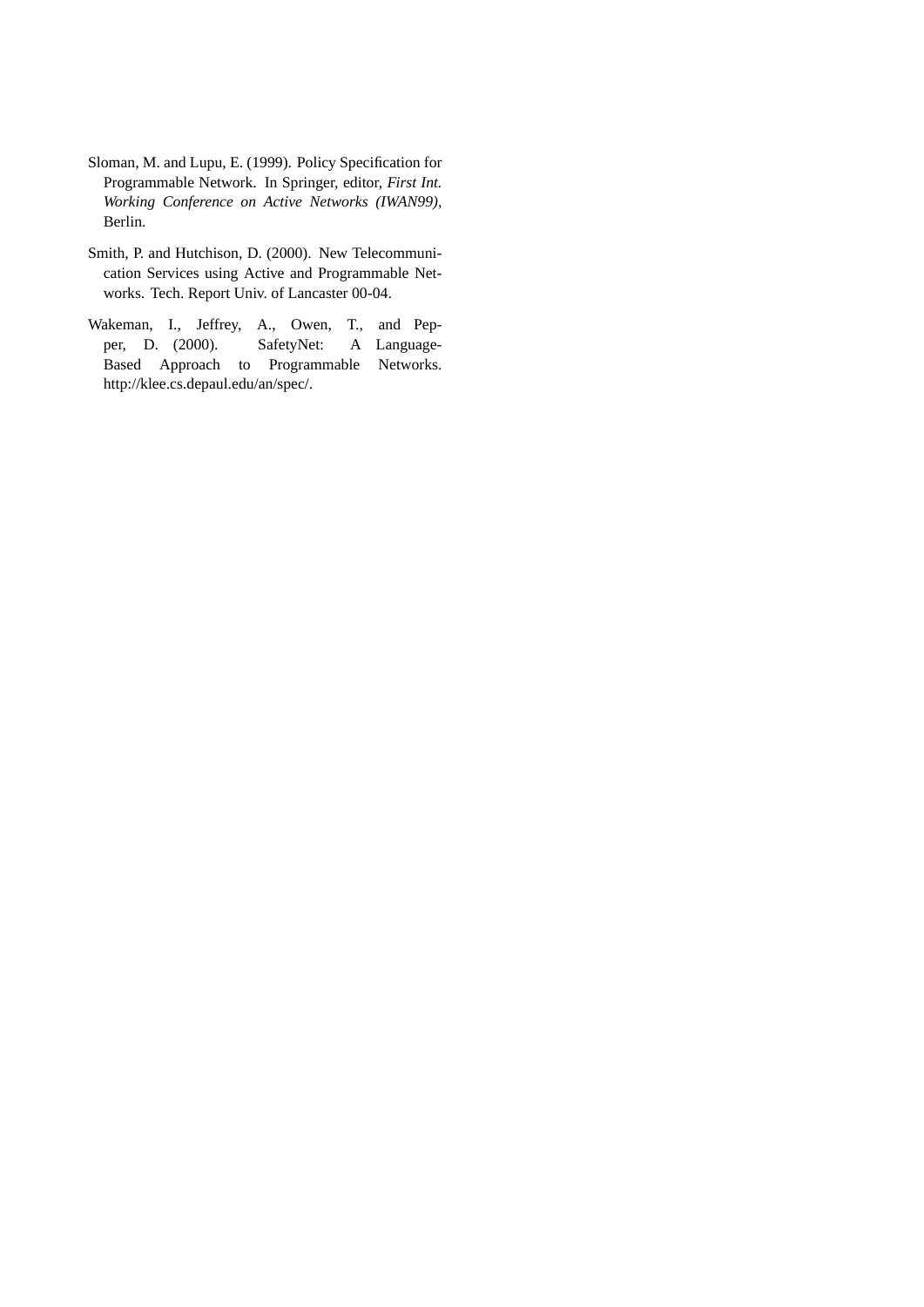Sloman, M. and Lupu, E. (1999). Policy Specification for Programmable Network. In Springer, editor, *First Int. Working Conference on Active Networks (IWAN99)*, Berlin.

Smith, P. and Hutchison, D. (2000). New Telecommunication Services using Active and Programmable Networks. Tech. Report Univ. of Lancaster 00-04.

Wakeman, I., Jeffrey, A., Owen, T., and Pepper, D. (2000). SafetyNet: A Language-Based Approach to Programmable Networks. http://klee.cs.depaul.edu/an/spec/.